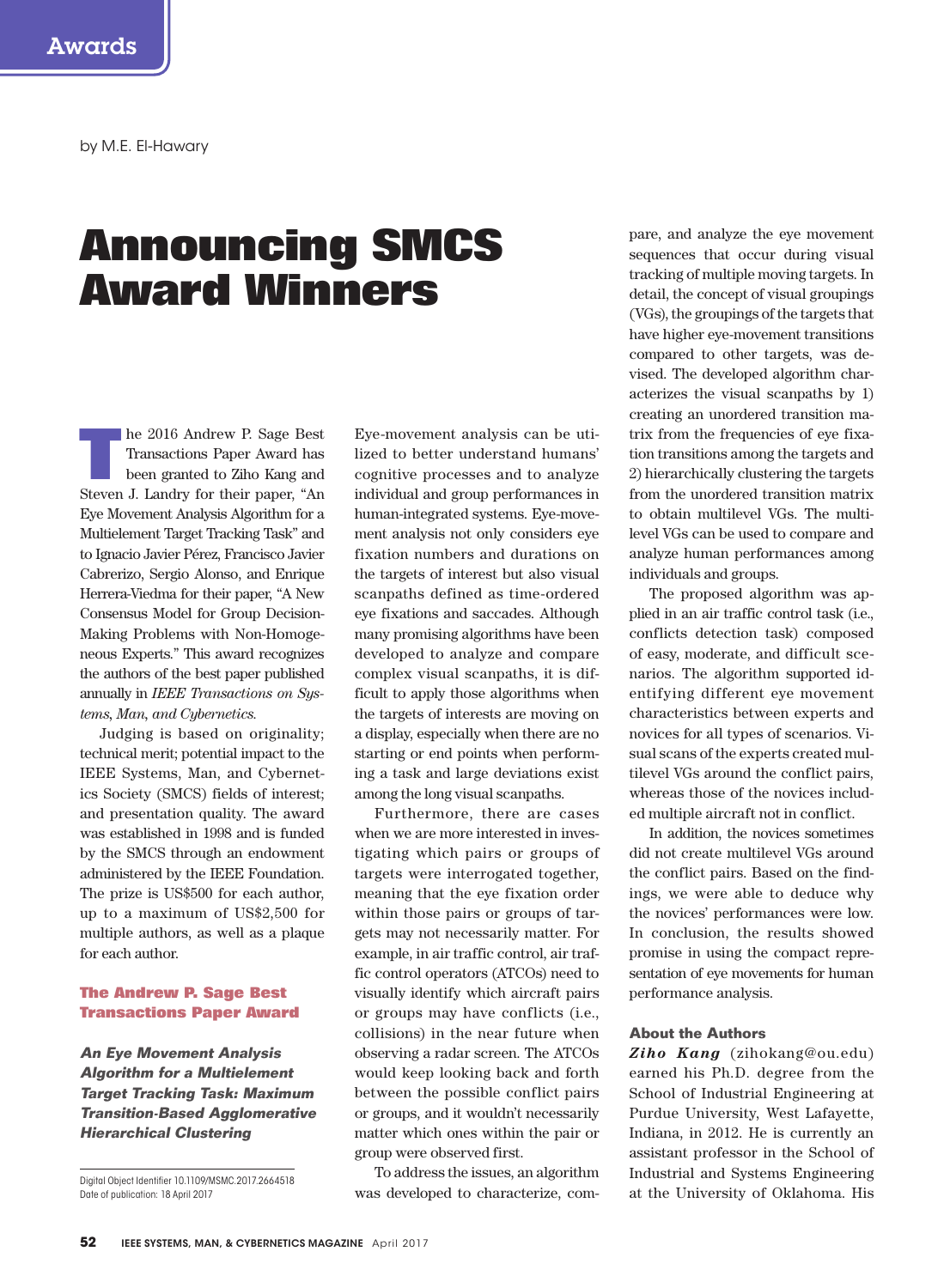Awards

by M.E. El-Hawary

# Announcing SMCS Award Winners

The 2016 Andrew P. Sage Best Transactions Paper Award has been granted to Ziho Kang and Steven J. Landry for their paper, "An Eye Movement Analysis Algorithm for a Multielement Target Tracking Task" and to Ignacio Javier Pérez, Francisco Javier Cabrerizo, Sergio Alonso, and Enrique Herrera-Viedma for their paper, "A New Consensus Model for Group Decision-Making Problems with Non-Homogeneous Experts." This award recognizes the authors of the best paper published annually in *IEEE Transactions on Systems, Man, and Cybernetics.*

Judging is based on originality; technical merit; potential impact to the IEEE Systems, Man, and Cybernetics Society (SMCS) fields of interest; and presentation quality. The award was established in 1998 and is funded by the SMCS through an endowment administered by the IEEE Foundation. The prize is US$500 for each author, up to a maximum of US$2,500 for multiple authors, as well as a plaque for each author.

## The Andrew P. Sage Best Transactions Paper Award

### *An Eye Movement Analysis Algorithm for a Multielement Target Tracking Task: Maximum Transition-Based Agglomerative Hierarchical Clustering*

Eye-movement analysis can be utilized to better understand humans' cognitive processes and to analyze individual and group performances in human-integrated systems. Eye-movement analysis not only considers eye fixation numbers and durations on the targets of interest but also visual scanpaths defined as time-ordered eye fixations and saccades. Although many promising algorithms have been developed to analyze and compare complex visual scanpaths, it is difficult to apply those algorithms when the targets of interests are moving on a display, especially when there are no starting or end points when performing a task and large deviations exist among the long visual scanpaths.

Furthermore, there are cases when we are more interested in investigating which pairs or groups of targets were interrogated together, meaning that the eye fixation order within those pairs or groups of targets may not necessarily matter. For example, in air traffic control, air traffic control operators (ATCOs) need to visually identify which aircraft pairs or groups may have conflicts (i.e., collisions) in the near future when observing a radar screen. The ATCOs would keep looking back and forth between the possible conflict pairs or groups, and it wouldn't necessarily matter which ones within the pair or group were observed first.

To address the issues, an algorithm was developed to characterize, compare, and analyze the eye movement sequences that occur during visual tracking of multiple moving targets. In detail, the concept of visual groupings (VGs), the groupings of the targets that have higher eye-movement transitions compared to other targets, was devised. The developed algorithm characterizes the visual scanpaths by 1) creating an unordered transition matrix from the frequencies of eye fixation transitions among the targets and 2) hierarchically clustering the targets from the unordered transition matrix to obtain multilevel VGs. The multilevel VGs can be used to compare and analyze human performances among individuals and groups.

The proposed algorithm was applied in an air traffic control task (i.e., conflicts detection task) composed of easy, moderate, and difficult scenarios. The algorithm supported identifying different eye movement characteristics between experts and novices for all types of scenarios. Visual scans of the experts created multilevel VGs around the conflict pairs, whereas those of the novices included multiple aircraft not in conflict.

In addition, the novices sometimes did not create multilevel VGs around the conflict pairs. Based on the findings, we were able to deduce why the novices' performances were low. In conclusion, the results showed promise in using the compact representation of eye movements for human performance analysis.

#### About the Authors

***Ziho Kang*** (zihokang@ou.edu) earned his Ph.D. degree from the School of Industrial Engineering at Purdue University, West Lafayette, Indiana, in 2012. He is currently an assistant professor in the School of Industrial and Systems Engineering at the University of Oklahoma. His

Digital Object Identifier 10.1109/MSMC.2017.2664518
Date of publication: 18 April 2017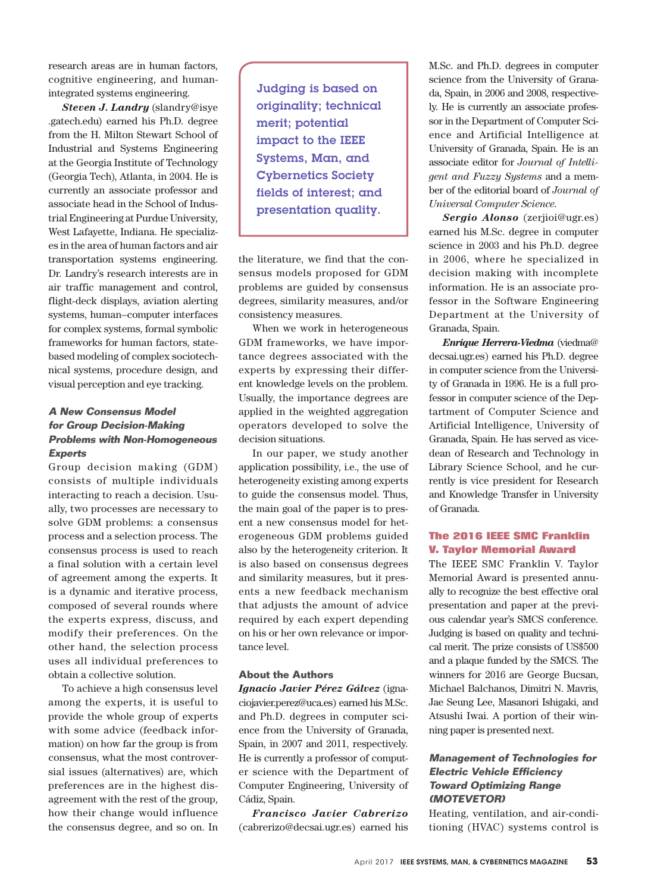research areas are in human factors, cognitive engineering, and human-integrated systems engineering.

***Steven J. Landry*** (slandry@isye.gatech.edu) earned his Ph.D. degree from the H. Milton Stewart School of Industrial and Systems Engineering at the Georgia Institute of Technology (Georgia Tech), Atlanta, in 2004. He is currently an associate professor and associate head in the School of Industrial Engineering at Purdue University, West Lafayette, Indiana. He specializes in the area of human factors and air transportation systems engineering. Dr. Landry's research interests are in air traffic management and control, flight-deck displays, aviation alerting systems, human–computer interfaces for complex systems, formal symbolic frameworks for human factors, state-based modeling of complex sociotechnical systems, procedure design, and visual perception and eye tracking.

### *A New Consensus Model for Group Decision-Making Problems with Non-Homogeneous Experts*

Group decision making (GDM) consists of multiple individuals interacting to reach a decision. Usually, two processes are necessary to solve GDM problems: a consensus process and a selection process. The consensus process is used to reach a final solution with a certain level of agreement among the experts. It is a dynamic and iterative process, composed of several rounds where the experts express, discuss, and modify their preferences. On the other hand, the selection process uses all individual preferences to obtain a collective solution.

To achieve a high consensus level among the experts, it is useful to provide the whole group of experts with some advice (feedback information) on how far the group is from consensus, what the most controversial issues (alternatives) are, which preferences are in the highest disagreement with the rest of the group, how their change would influence the consensus degree, and so on. In the literature, we find that the consensus models proposed for GDM problems are guided by consensus degrees, similarity measures, and/or consistency measures.

When we work in heterogeneous GDM frameworks, we have importance degrees associated with the experts by expressing their different knowledge levels on the problem. Usually, the importance degrees are applied in the weighted aggregation operators developed to solve the decision situations.

In our paper, we study another application possibility, i.e., the use of heterogeneity existing among experts to guide the consensus model. Thus, the main goal of the paper is to present a new consensus model for heterogeneous GDM problems guided also by the heterogeneity criterion. It is also based on consensus degrees and similarity measures, but it presents a new feedback mechanism that adjusts the amount of advice required by each expert depending on his or her own relevance or importance level.

> Judging is based on originality; technical merit; potential impact to the IEEE Systems, Man, and Cybernetics Society fields of interest; and presentation quality.

#### About the Authors

***Ignacio Javier Pérez Gálvez*** (ignaciojavier.perez@uca.es) earned his M.Sc. and Ph.D. degrees in computer science from the University of Granada, Spain, in 2007 and 2011, respectively. He is currently a professor of computer science with the Department of Computer Engineering, University of Cádiz, Spain.

***Francisco Javier Cabrerizo*** (cabrerizo@decsai.ugr.es) earned his M.Sc. and Ph.D. degrees in computer science from the University of Granada, Spain, in 2006 and 2008, respectively. He is currently an associate professor in the Department of Computer Science and Artificial Intelligence at University of Granada, Spain. He is an associate editor for *Journal of Intelligent and Fuzzy Systems* and a member of the editorial board of *Journal of Universal Computer Science.*

***Sergio Alonso*** (zerjioi@ugr.es) earned his M.Sc. degree in computer science in 2003 and his Ph.D. degree in 2006, where he specialized in decision making with incomplete information. He is an associate professor in the Software Engineering Department at the University of Granada, Spain.

***Enrique Herrera-Viedma*** (viedma@decsai.ugr.es) earned his Ph.D. degree in computer science from the University of Granada in 1996. He is a full professor in computer science of the Department of Computer Science and Artificial Intelligence, University of Granada, Spain. He has served as vice-dean of Research and Technology in Library Science School, and he currently is vice president for Research and Knowledge Transfer in University of Granada.

## The 2016 IEEE SMC Franklin V. Taylor Memorial Award

The IEEE SMC Franklin V. Taylor Memorial Award is presented annually to recognize the best effective oral presentation and paper at the previous calendar year's SMCS conference. Judging is based on quality and technical merit. The prize consists of US$500 and a plaque funded by the SMCS. The winners for 2016 are George Bucsan, Michael Balchanos, Dimitri N. Mavris, Jae Seung Lee, Masanori Ishigaki, and Atsushi Iwai. A portion of their winning paper is presented next.

### *Management of Technologies for Electric Vehicle Efficiency Toward Optimizing Range (MOTEVETOR)*

Heating, ventilation, and air-conditioning (HVAC) systems control is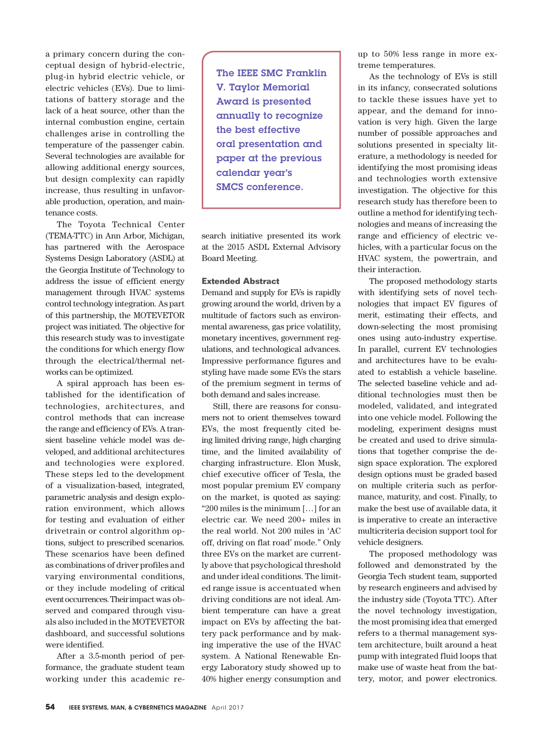a primary concern during the conceptual design of hybrid-electric, plug-in hybrid electric vehicle, or electric vehicles (EVs). Due to limitations of battery storage and the lack of a heat source, other than the internal combustion engine, certain challenges arise in controlling the temperature of the passenger cabin. Several technologies are available for allowing additional energy sources, but design complexity can rapidly increase, thus resulting in unfavorable production, operation, and maintenance costs.

The Toyota Technical Center (TEMA-TTC) in Ann Arbor, Michigan, has partnered with the Aerospace Systems Design Laboratory (ASDL) at the Georgia Institute of Technology to address the issue of efficient energy management through HVAC systems control technology integration. As part of this partnership, the MOTEVETOR project was initiated. The objective for this research study was to investigate the conditions for which energy flow through the electrical/thermal networks can be optimized.

A spiral approach has been established for the identification of technologies, architectures, and control methods that can increase the range and efficiency of EVs. A transient baseline vehicle model was developed, and additional architectures and technologies were explored. These steps led to the development of a visualization-based, integrated, parametric analysis and design exploration environment, which allows for testing and evaluation of either drivetrain or control algorithm options, subject to prescribed scenarios. These scenarios have been defined as combinations of driver profiles and varying environmental conditions, or they include modeling of critical event occurrences. Their impact was observed and compared through visuals also included in the MOTEVETOR dashboard, and successful solutions were identified.

After a 3.5-month period of performance, the graduate student team working under this academic research initiative presented its work at the 2015 ASDL External Advisory Board Meeting.

**The IEEE SMC Franklin V. Taylor Memorial Award is presented annually to recognize the best effective oral presentation and paper at the previous calendar year's SMCS conference.**

### Extended Abstract

Demand and supply for EVs is rapidly growing around the world, driven by a multitude of factors such as environmental awareness, gas price volatility, monetary incentives, government regulations, and technological advances. Impressive performance figures and styling have made some EVs the stars of the premium segment in terms of both demand and sales increase.

Still, there are reasons for consumers not to orient themselves toward EVs, the most frequently cited being limited driving range, high charging time, and the limited availability of charging infrastructure. Elon Musk, chief executive officer of Tesla, the most popular premium EV company on the market, is quoted as saying: "200 miles is the minimum […] for an electric car. We need 200+ miles in the real world. Not 200 miles in 'AC off, driving on flat road' mode." Only three EVs on the market are currently above that psychological threshold and under ideal conditions. The limited range issue is accentuated when driving conditions are not ideal. Ambient temperature can have a great impact on EVs by affecting the battery pack performance and by making imperative the use of the HVAC system. A National Renewable Energy Laboratory study showed up to 40% higher energy consumption and up to 50% less range in more extreme temperatures.

As the technology of EVs is still in its infancy, consecrated solutions to tackle these issues have yet to appear, and the demand for innovation is very high. Given the large number of possible approaches and solutions presented in specialty literature, a methodology is needed for identifying the most promising ideas and technologies worth extensive investigation. The objective for this research study has therefore been to outline a method for identifying technologies and means of increasing the range and efficiency of electric vehicles, with a particular focus on the HVAC system, the powertrain, and their interaction.

The proposed methodology starts with identifying sets of novel technologies that impact EV figures of merit, estimating their effects, and down-selecting the most promising ones using auto-industry expertise. In parallel, current EV technologies and architectures have to be evaluated to establish a vehicle baseline. The selected baseline vehicle and additional technologies must then be modeled, validated, and integrated into one vehicle model. Following the modeling, experiment designs must be created and used to drive simulations that together comprise the design space exploration. The explored design options must be graded based on multiple criteria such as performance, maturity, and cost. Finally, to make the best use of available data, it is imperative to create an interactive multicriteria decision support tool for vehicle designers.

The proposed methodology was followed and demonstrated by the Georgia Tech student team, supported by research engineers and advised by the industry side (Toyota TTC). After the novel technology investigation, the most promising idea that emerged refers to a thermal management system architecture, built around a heat pump with integrated fluid loops that make use of waste heat from the battery, motor, and power electronics.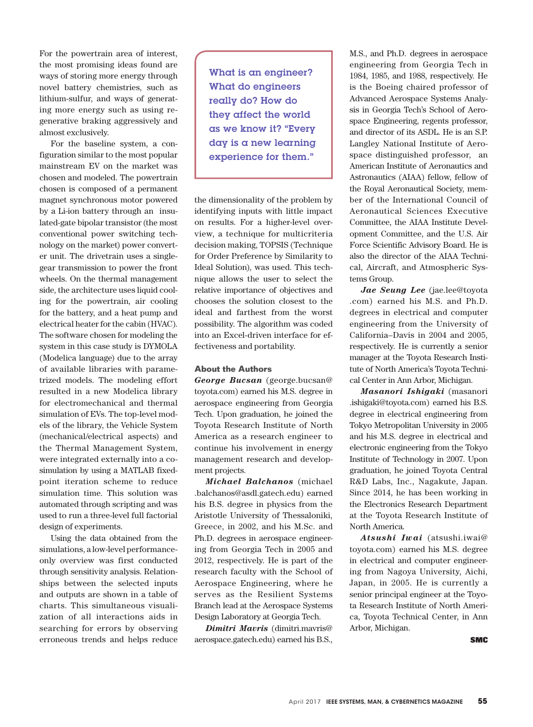For the powertrain area of interest, the most promising ideas found are ways of storing more energy through novel battery chemistries, such as lithium-sulfur, and ways of generating more energy such as using regenerative braking aggressively and almost exclusively.

For the baseline system, a configuration similar to the most popular mainstream EV on the market was chosen and modeled. The powertrain chosen is composed of a permanent magnet synchronous motor powered by a Li-ion battery through an insulated-gate bipolar transistor (the most conventional power switching technology on the market) power converter unit. The drivetrain uses a single-gear transmission to power the front wheels. On the thermal management side, the architecture uses liquid cooling for the powertrain, air cooling for the battery, and a heat pump and electrical heater for the cabin (HVAC). The software chosen for modeling the system in this case study is DYMOLA (Modelica language) due to the array of available libraries with parametrized models. The modeling effort resulted in a new Modelica library for electromechanical and thermal simulation of EVs. The top-level models of the library, the Vehicle System (mechanical/electrical aspects) and the Thermal Management System, were integrated externally into a co-simulation by using a MATLAB fixed-point iteration scheme to reduce simulation time. This solution was automated through scripting and was used to run a three-level full factorial design of experiments.

Using the data obtained from the simulations, a low-level performance-only overview was first conducted through sensitivity analysis. Relationships between the selected inputs and outputs are shown in a table of charts. This simultaneous visualization of all interactions aids in searching for errors by observing erroneous trends and helps reduce the dimensionality of the problem by identifying inputs with little impact on results. For a higher-level overview, a technique for multicriteria decision making, TOPSIS (Technique for Order Preference by Similarity to Ideal Solution), was used. This technique allows the user to select the relative importance of objectives and chooses the solution closest to the ideal and farthest from the worst possibility. The algorithm was coded into an Excel-driven interface for effectiveness and portability.

> What is an engineer? What do engineers really do? How do they affect the world as we know it? "Every day is a new learning experience for them."

## About the Authors

***George Bucsan*** (george.bucsan@toyota.com) earned his M.S. degree in aerospace engineering from Georgia Tech. Upon graduation, he joined the Toyota Research Institute of North America as a research engineer to continue his involvement in energy management research and development projects.

***Michael Balchanos*** (michael.balchanos@asdl.gatech.edu) earned his B.S. degree in physics from the Aristotle University of Thessaloniki, Greece, in 2002, and his M.Sc. and Ph.D. degrees in aerospace engineering from Georgia Tech in 2005 and 2012, respectively. He is part of the research faculty with the School of Aerospace Engineering, where he serves as the Resilient Systems Branch lead at the Aerospace Systems Design Laboratory at Georgia Tech.

***Dimitri Mavris*** (dimitri.mavris@aerospace.gatech.edu) earned his B.S., M.S., and Ph.D. degrees in aerospace engineering from Georgia Tech in 1984, 1985, and 1988, respectively. He is the Boeing chaired professor of Advanced Aerospace Systems Analysis in Georgia Tech's School of Aerospace Engineering, regents professor, and director of its ASDL. He is an S.P. Langley National Institute of Aerospace distinguished professor, an American Institute of Aeronautics and Astronautics (AIAA) fellow, fellow of the Royal Aeronautical Society, member of the International Council of Aeronautical Sciences Executive Committee, the AIAA Institute Development Committee, and the U.S. Air Force Scientific Advisory Board. He is also the director of the AIAA Technical, Aircraft, and Atmospheric Systems Group.

***Jae Seung Lee*** (jae.lee@toyota.com) earned his M.S. and Ph.D. degrees in electrical and computer engineering from the University of California–Davis in 2004 and 2005, respectively. He is currently a senior manager at the Toyota Research Institute of North America's Toyota Technical Center in Ann Arbor, Michigan.

***Masanori Ishigaki*** (masanori.ishigaki@toyota.com) earned his B.S. degree in electrical engineering from Tokyo Metropolitan University in 2005 and his M.S. degree in electrical and electronic engineering from the Tokyo Institute of Technology in 2007. Upon graduation, he joined Toyota Central R&D Labs, Inc., Nagakute, Japan. Since 2014, he has been working in the Electronics Research Department at the Toyota Research Institute of North America.

***Atsushi Iwai*** (atsushi.iwai@toyota.com) earned his M.S. degree in electrical and computer engineering from Nagoya University, Aichi, Japan, in 2005. He is currently a senior principal engineer at the Toyota Research Institute of North America, Toyota Technical Center, in Ann Arbor, Michigan.

SMC